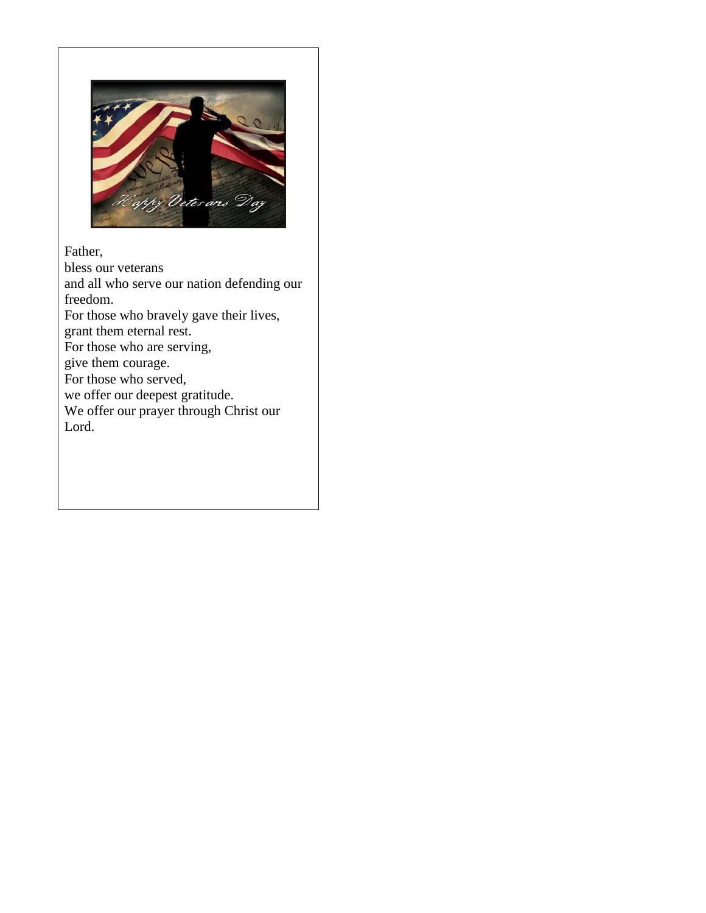Father,
bless our veterans
and all who serve our nation defending our freedom.
For those who bravely gave their lives,
grant them eternal rest.
For those who are serving,
give them courage.
For those who served,
we offer our deepest gratitude.
We offer our prayer through Christ our Lord.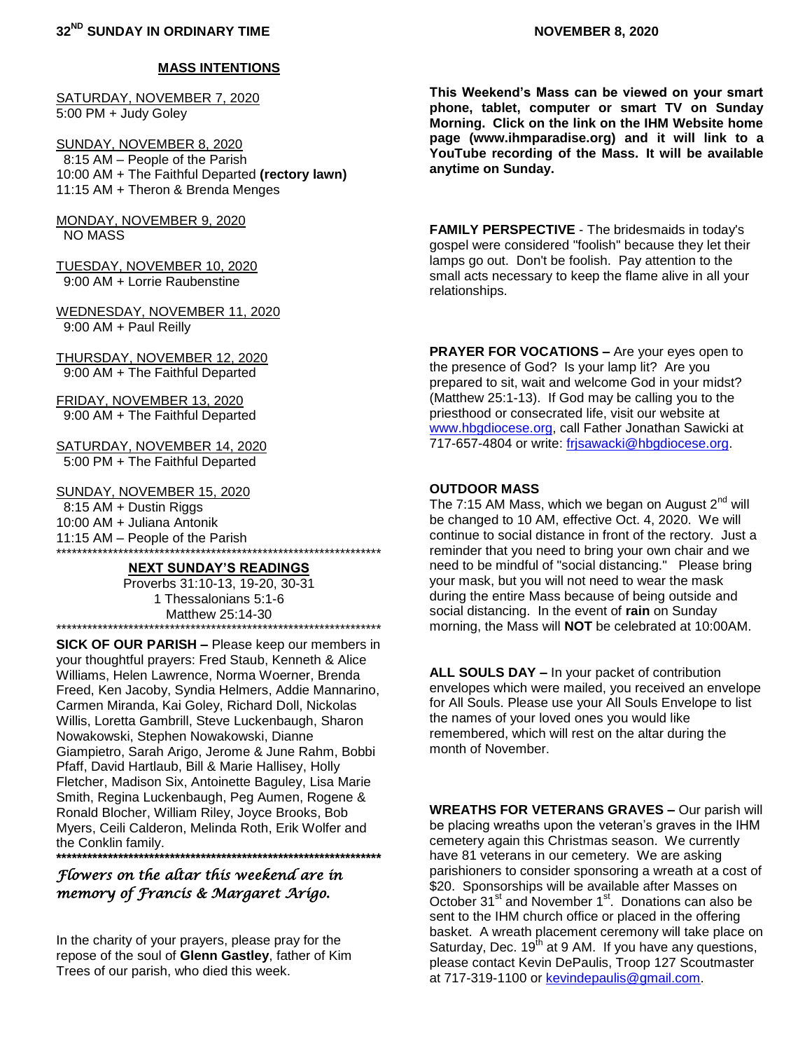## MASS INTENTIONS

SATURDAY, NOVEMBER 7, 2020
5:00 PM + Judy Goley

SUNDAY, NOVEMBER 8, 2020
8:15 AM – People of the Parish
10:00 AM + The Faithful Departed **(rectory lawn)**
11:15 AM + Theron & Brenda Menges

MONDAY, NOVEMBER 9, 2020
NO MASS

TUESDAY, NOVEMBER 10, 2020
9:00 AM + Lorrie Raubenstine

WEDNESDAY, NOVEMBER 11, 2020
9:00 AM + Paul Reilly

THURSDAY, NOVEMBER 12, 2020
9:00 AM + The Faithful Departed

FRIDAY, NOVEMBER 13, 2020
9:00 AM + The Faithful Departed

SATURDAY, NOVEMBER 14, 2020
5:00 PM + The Faithful Departed

SUNDAY, NOVEMBER 15, 2020
8:15 AM + Dustin Riggs
10:00 AM + Juliana Antonik
11:15 AM – People of the Parish

******************************************************************

## NEXT SUNDAY'S READINGS

Proverbs 31:10-13, 19-20, 30-31
1 Thessalonians 5:1-6
Matthew 25:14-30

******************************************************************

**SICK OF OUR PARISH –** Please keep our members in your thoughtful prayers: Fred Staub, Kenneth & Alice Williams, Helen Lawrence, Norma Woerner, Brenda Freed, Ken Jacoby, Syndia Helmers, Addie Mannarino, Carmen Miranda, Kai Goley, Richard Doll, Nickolas Willis, Loretta Gambrill, Steve Luckenbaugh, Sharon Nowakowski, Stephen Nowakowski, Dianne Giampietro, Sarah Arigo, Jerome & June Rahm, Bobbi Pfaff, David Hartlaub, Bill & Marie Hallisey, Holly Fletcher, Madison Six, Antoinette Baguley, Lisa Marie Smith, Regina Luckenbaugh, Peg Aumen, Rogene & Ronald Blocher, William Riley, Joyce Brooks, Bob Myers, Ceili Calderon, Melinda Roth, Erik Wolfer and the Conklin family.

******************************************************************

*Flowers on the altar this weekend are in memory of Francis & Margaret Arigo.*

In the charity of your prayers, please pray for the repose of the soul of **Glenn Gastley**, father of Kim Trees of our parish, who died this week.

**This Weekend's Mass can be viewed on your smart phone, tablet, computer or smart TV on Sunday Morning. Click on the link on the IHM Website home page (www.ihmparadise.org) and it will link to a YouTube recording of the Mass. It will be available anytime on Sunday.**

**FAMILY PERSPECTIVE** - The bridesmaids in today's gospel were considered "foolish" because they let their lamps go out. Don't be foolish. Pay attention to the small acts necessary to keep the flame alive in all your relationships.

**PRAYER FOR VOCATIONS –** Are your eyes open to the presence of God? Is your lamp lit? Are you prepared to sit, wait and welcome God in your midst? (Matthew 25:1-13). If God may be calling you to the priesthood or consecrated life, visit our website at www.hbgdiocese.org, call Father Jonathan Sawicki at 717-657-4804 or write: frjsawacki@hbgdiocese.org.

**OUTDOOR MASS**

The 7:15 AM Mass, which we began on August 2nd will be changed to 10 AM, effective Oct. 4, 2020. We will continue to social distance in front of the rectory. Just a reminder that you need to bring your own chair and we need to be mindful of "social distancing." Please bring your mask, but you will not need to wear the mask during the entire Mass because of being outside and social distancing. In the event of **rain** on Sunday morning, the Mass will **NOT** be celebrated at 10:00AM.

**ALL SOULS DAY –** In your packet of contribution envelopes which were mailed, you received an envelope for All Souls. Please use your All Souls Envelope to list the names of your loved ones you would like remembered, which will rest on the altar during the month of November.

**WREATHS FOR VETERANS GRAVES –** Our parish will be placing wreaths upon the veteran's graves in the IHM cemetery again this Christmas season. We currently have 81 veterans in our cemetery. We are asking parishioners to consider sponsoring a wreath at a cost of $20. Sponsorships will be available after Masses on October 31st and November 1st. Donations can also be sent to the IHM church office or placed in the offering basket. A wreath placement ceremony will take place on Saturday, Dec. 19th at 9 AM. If you have any questions, please contact Kevin DePaulis, Troop 127 Scoutmaster at 717-319-1100 or kevindepaulis@gmail.com.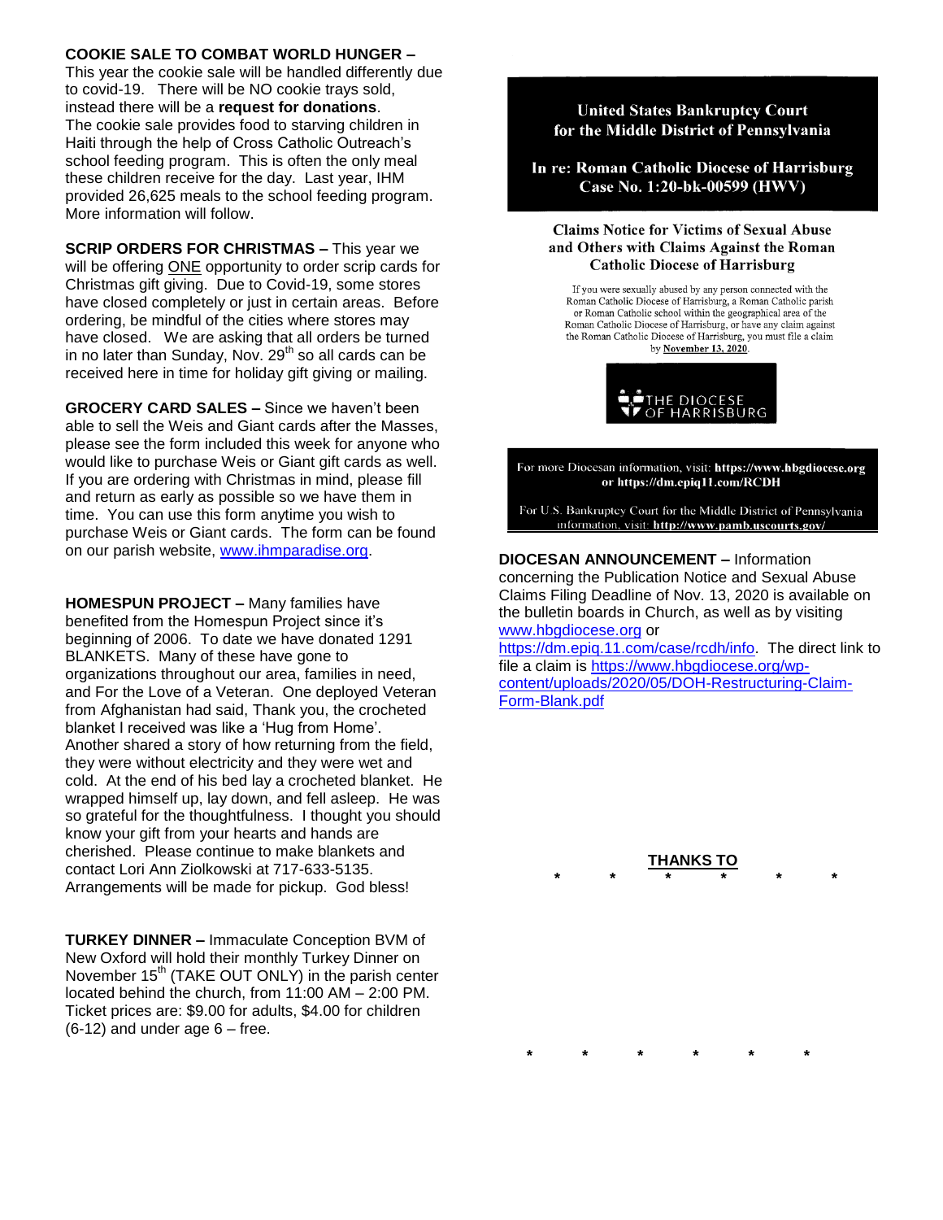**COOKIE SALE TO COMBAT WORLD HUNGER –**
This year the cookie sale will be handled differently due to covid-19. There will be NO cookie trays sold, instead there will be a **request for donations**. The cookie sale provides food to starving children in Haiti through the help of Cross Catholic Outreach's school feeding program. This is often the only meal these children receive for the day. Last year, IHM provided 26,625 meals to the school feeding program. More information will follow.

**SCRIP ORDERS FOR CHRISTMAS –** This year we will be offering ONE opportunity to order scrip cards for Christmas gift giving. Due to Covid-19, some stores have closed completely or just in certain areas. Before ordering, be mindful of the cities where stores may have closed. We are asking that all orders be turned in no later than Sunday, Nov. 29th so all cards can be received here in time for holiday gift giving or mailing.

**GROCERY CARD SALES –** Since we haven't been able to sell the Weis and Giant cards after the Masses, please see the form included this week for anyone who would like to purchase Weis or Giant gift cards as well. If you are ordering with Christmas in mind, please fill and return as early as possible so we have them in time. You can use this form anytime you wish to purchase Weis or Giant cards. The form can be found on our parish website, www.ihmparadise.org.

**HOMESPUN PROJECT –** Many families have benefited from the Homespun Project since it's beginning of 2006. To date we have donated 1291 BLANKETS. Many of these have gone to organizations throughout our area, families in need, and For the Love of a Veteran. One deployed Veteran from Afghanistan had said, Thank you, the crocheted blanket I received was like a 'Hug from Home'. Another shared a story of how returning from the field, they were without electricity and they were wet and cold. At the end of his bed lay a crocheted blanket. He wrapped himself up, lay down, and fell asleep. He was so grateful for the thoughtfulness. I thought you should know your gift from your hearts and hands are cherished. Please continue to make blankets and contact Lori Ann Ziolkowski at 717-633-5135. Arrangements will be made for pickup. God bless!

**TURKEY DINNER –** Immaculate Conception BVM of New Oxford will hold their monthly Turkey Dinner on November 15th (TAKE OUT ONLY) in the parish center located behind the church, from 11:00 AM – 2:00 PM. Ticket prices are: $9.00 for adults, $4.00 for children (6-12) and under age 6 – free.

**United States Bankruptcy Court for the Middle District of Pennsylvania**

**In re: Roman Catholic Diocese of Harrisburg Case No. 1:20-bk-00599 (HWV)**

**Claims Notice for Victims of Sexual Abuse and Others with Claims Against the Roman Catholic Diocese of Harrisburg**

If you were sexually abused by any person connected with the Roman Catholic Diocese of Harrisburg, a Roman Catholic parish or Roman Catholic school within the geographical area of the Roman Catholic Diocese of Harrisburg, or have any claim against the Roman Catholic Diocese of Harrisburg, you must file a claim by **November 13, 2020**.

THE DIOCESE OF HARRISBURG

For more Diocesan information, visit: **https://www.hbgdiocese.org or https://dm.epiq11.com/RCDH**

For U.S. Bankruptcy Court for the Middle District of Pennsylvania information, visit: **http://www.pamb.uscourts.gov/**

**DIOCESAN ANNOUNCEMENT –** Information concerning the Publication Notice and Sexual Abuse Claims Filing Deadline of Nov. 13, 2020 is available on the bulletin boards in Church, as well as by visiting www.hbgdiocese.org or https://dm.epiq.11.com/case/rcdh/info. The direct link to file a claim is https://www.hbgdiocese.org/wp-content/uploads/2020/05/DOH-Restructuring-Claim-Form-Blank.pdf

**THANKS TO**

\* \* \* \* \* \*

\* \* \* \* \* \*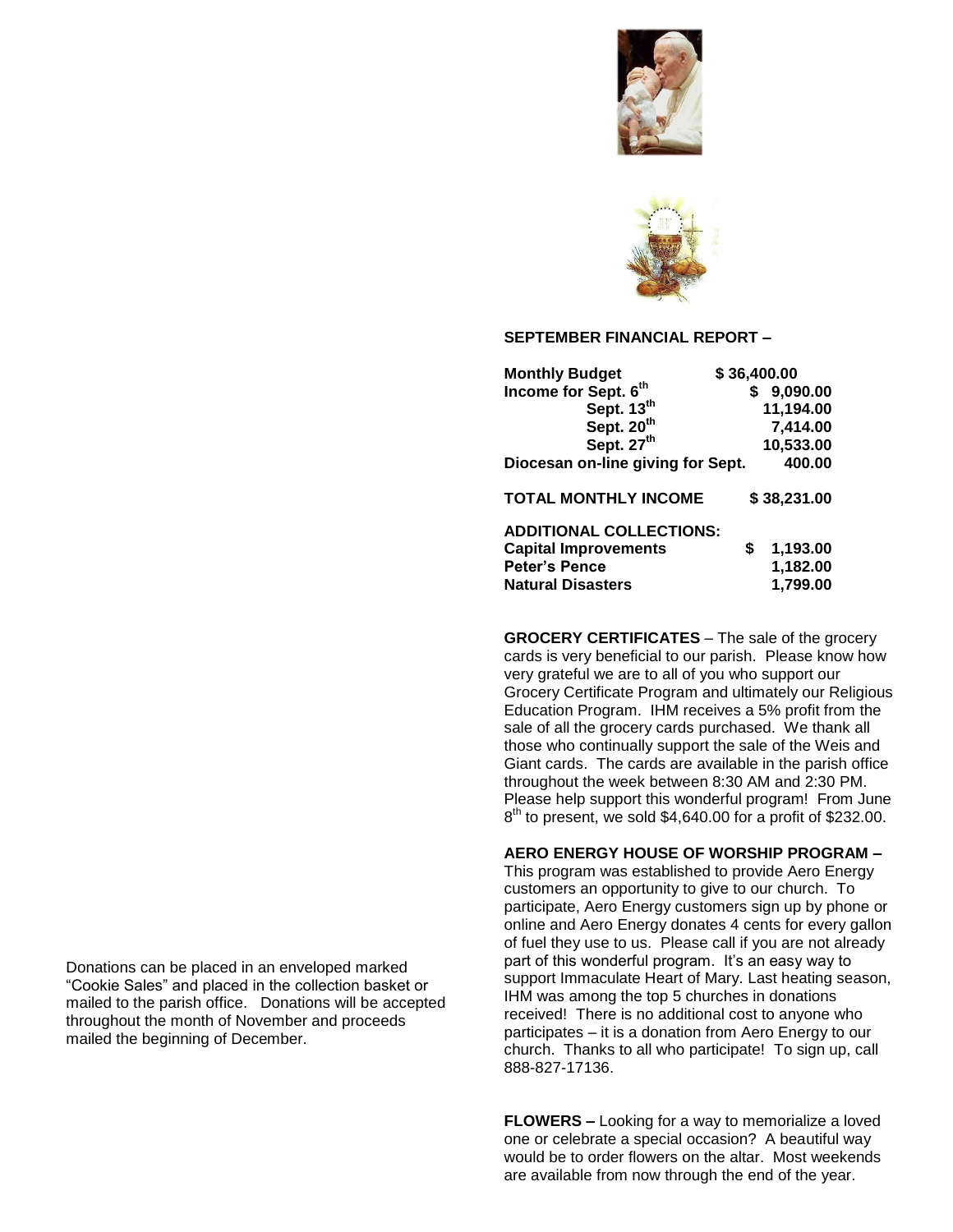Donations can be placed in an enveloped marked "Cookie Sales" and placed in the collection basket or mailed to the parish office. Donations will be accepted throughout the month of November and proceeds mailed the beginning of December.

**SEPTEMBER FINANCIAL REPORT –**

| | |
|---|---|
| **Monthly Budget** | **$ 36,400.00** |
| **Income for Sept. 6th** | **$ 9,090.00** |
| **Sept. 13th** | **11,194.00** |
| **Sept. 20th** | **7,414.00** |
| **Sept. 27th** | **10,533.00** |
| **Diocesan on-line giving for Sept.** | **400.00** |
| **TOTAL MONTHLY INCOME** | **$ 38,231.00** |
| **ADDITIONAL COLLECTIONS:** | |
| **Capital Improvements** | **$ 1,193.00** |
| **Peter's Pence** | **1,182.00** |
| **Natural Disasters** | **1,799.00** |

**GROCERY CERTIFICATES** – The sale of the grocery cards is very beneficial to our parish. Please know how very grateful we are to all of you who support our Grocery Certificate Program and ultimately our Religious Education Program. IHM receives a 5% profit from the sale of all the grocery cards purchased. We thank all those who continually support the sale of the Weis and Giant cards. The cards are available in the parish office throughout the week between 8:30 AM and 2:30 PM. Please help support this wonderful program! From June 8th to present, we sold $4,640.00 for a profit of $232.00.

**AERO ENERGY HOUSE OF WORSHIP PROGRAM –** This program was established to provide Aero Energy customers an opportunity to give to our church. To participate, Aero Energy customers sign up by phone or online and Aero Energy donates 4 cents for every gallon of fuel they use to us. Please call if you are not already part of this wonderful program. It's an easy way to support Immaculate Heart of Mary. Last heating season, IHM was among the top 5 churches in donations received! There is no additional cost to anyone who participates – it is a donation from Aero Energy to our church. Thanks to all who participate! To sign up, call 888-827-17136.

**FLOWERS –** Looking for a way to memorialize a loved one or celebrate a special occasion? A beautiful way would be to order flowers on the altar. Most weekends are available from now through the end of the year.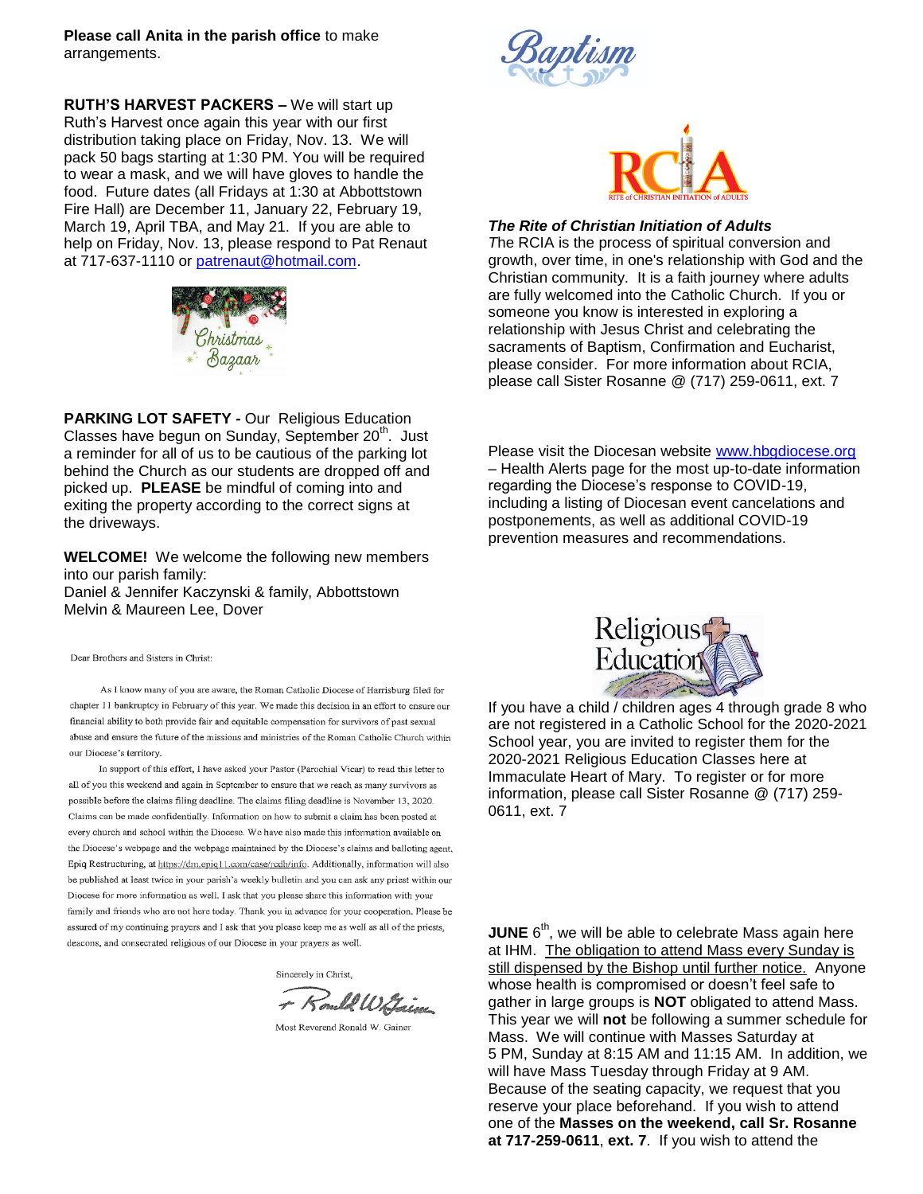**Please call Anita in the parish office** to make arrangements.

**RUTH'S HARVEST PACKERS –** We will start up Ruth's Harvest once again this year with our first distribution taking place on Friday, Nov. 13. We will pack 50 bags starting at 1:30 PM. You will be required to wear a mask, and we will have gloves to handle the food. Future dates (all Fridays at 1:30 at Abbottstown Fire Hall) are December 11, January 22, February 19, March 19, April TBA, and May 21. If you are able to help on Friday, Nov. 13, please respond to Pat Renaut at 717-637-1110 or patrenaut@hotmail.com.

Christmas Bazaar

**PARKING LOT SAFETY -** Our Religious Education Classes have begun on Sunday, September 20th. Just a reminder for all of us to be cautious of the parking lot behind the Church as our students are dropped off and picked up. **PLEASE** be mindful of coming into and exiting the property according to the correct signs at the driveways.

**WELCOME!** We welcome the following new members into our parish family:
Daniel & Jennifer Kaczynski & family, Abbottstown
Melvin & Maureen Lee, Dover

Dear Brothers and Sisters in Christ:

As I know many of you are aware, the Roman Catholic Diocese of Harrisburg filed for chapter 11 bankruptcy in February of this year. We made this decision in an effort to ensure our financial ability to both provide fair and equitable compensation for survivors of past sexual abuse and ensure the future of the missions and ministries of the Roman Catholic Church within our Diocese's territory.

In support of this effort, I have asked your Pastor (Parochial Vicar) to read this letter to all of you this weekend and again in September to ensure that we reach as many survivors as possible before the claims filing deadline. The claims filing deadline is November 13, 2020. Claims can be made confidentially. Information on how to submit a claim has been posted at every church and school within the Diocese. We have also made this information available on the Diocese's webpage and the webpage maintained by the Diocese's claims and balloting agent, Epiq Restructuring, at https://dm.epiq11.com/case/rcdh/info. Additionally, information will also be published at least twice in your parish's weekly bulletin and you can ask any priest within our Diocese for more information as well. I ask that you please share this information with your family and friends who are not here today. Thank you in advance for your cooperation. Please be assured of my continuing prayers and I ask that you please keep me as well as all of the priests, deacons, and consecrated religious of our Diocese in your prayers as well.

Sincerely in Christ,

+ Ronald W. Gainer

Most Reverend Ronald W. Gainer

Baptism

RCIA
RITE of CHRISTIAN INITIATION of ADULTS

***The Rite of Christian Initiation of Adults***
*T*he RCIA is the process of spiritual conversion and growth, over time, in one's relationship with God and the Christian community. It is a faith journey where adults are fully welcomed into the Catholic Church. If you or someone you know is interested in exploring a relationship with Jesus Christ and celebrating the sacraments of Baptism, Confirmation and Eucharist, please consider. For more information about RCIA, please call Sister Rosanne @ (717) 259-0611, ext. 7

Please visit the Diocesan website www.hbgdiocese.org – Health Alerts page for the most up-to-date information regarding the Diocese's response to COVID-19, including a listing of Diocesan event cancelations and postponements, as well as additional COVID-19 prevention measures and recommendations.

Religious Education

If you have a child / children ages 4 through grade 8 who are not registered in a Catholic School for the 2020-2021 School year, you are invited to register them for the 2020-2021 Religious Education Classes here at Immaculate Heart of Mary. To register or for more information, please call Sister Rosanne @ (717) 259-0611, ext. 7

**JUNE** 6th, we will be able to celebrate Mass again here at IHM. The obligation to attend Mass every Sunday is still dispensed by the Bishop until further notice. Anyone whose health is compromised or doesn't feel safe to gather in large groups is **NOT** obligated to attend Mass. This year we will **not** be following a summer schedule for Mass. We will continue with Masses Saturday at 5 PM, Sunday at 8:15 AM and 11:15 AM. In addition, we will have Mass Tuesday through Friday at 9 AM. Because of the seating capacity, we request that you reserve your place beforehand. If you wish to attend one of the **Masses on the weekend, call Sr. Rosanne at 717-259-0611**, **ext. 7**. If you wish to attend the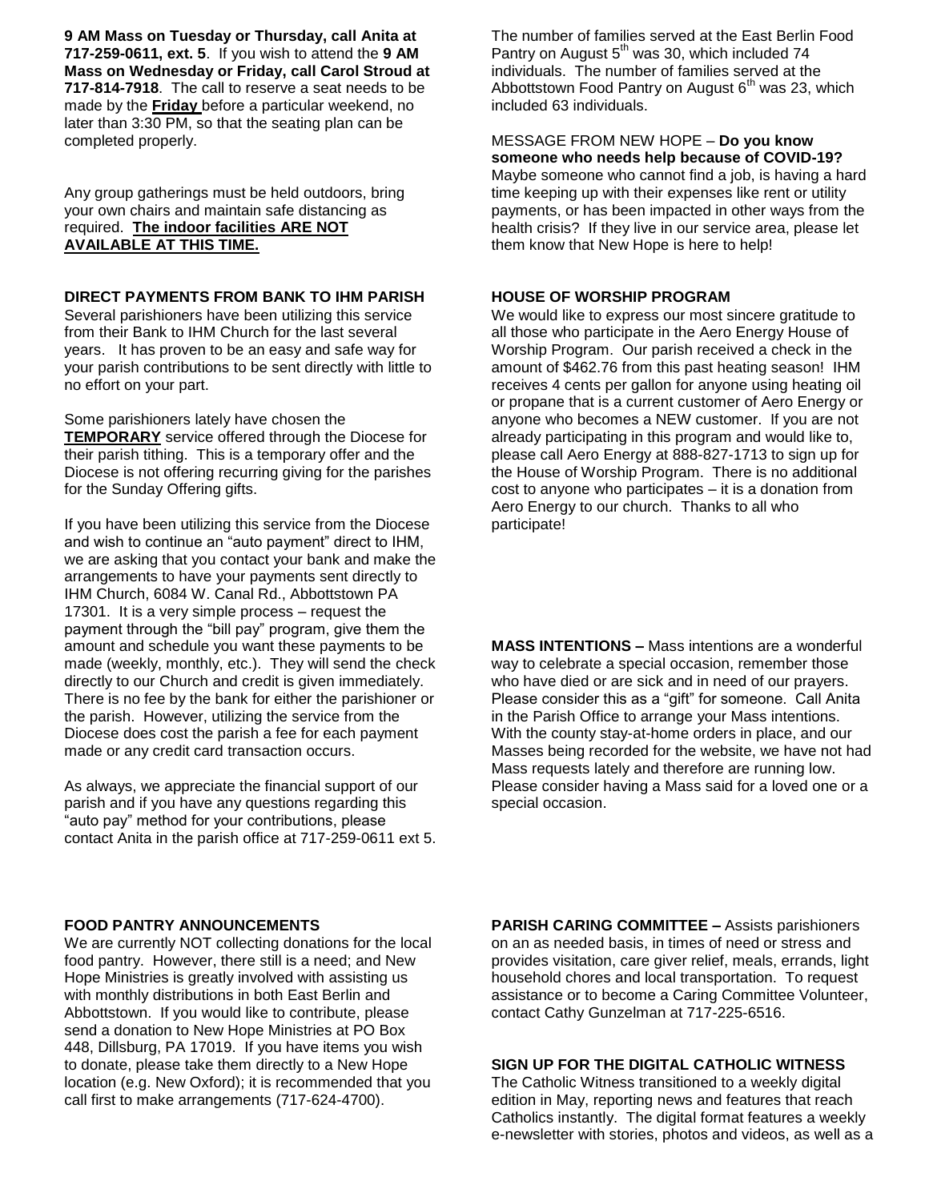**9 AM Mass on Tuesday or Thursday, call Anita at 717-259-0611, ext. 5**. If you wish to attend the **9 AM Mass on Wednesday or Friday, call Carol Stroud at 717-814-7918**. The call to reserve a seat needs to be made by the **Friday** before a particular weekend, no later than 3:30 PM, so that the seating plan can be completed properly.

Any group gatherings must be held outdoors, bring your own chairs and maintain safe distancing as required. **The indoor facilities ARE NOT AVAILABLE AT THIS TIME.**

**DIRECT PAYMENTS FROM BANK TO IHM PARISH**

Several parishioners have been utilizing this service from their Bank to IHM Church for the last several years. It has proven to be an easy and safe way for your parish contributions to be sent directly with little to no effort on your part.

Some parishioners lately have chosen the **TEMPORARY** service offered through the Diocese for their parish tithing. This is a temporary offer and the Diocese is not offering recurring giving for the parishes for the Sunday Offering gifts.

If you have been utilizing this service from the Diocese and wish to continue an "auto payment" direct to IHM, we are asking that you contact your bank and make the arrangements to have your payments sent directly to IHM Church, 6084 W. Canal Rd., Abbottstown PA 17301. It is a very simple process – request the payment through the "bill pay" program, give them the amount and schedule you want these payments to be made (weekly, monthly, etc.). They will send the check directly to our Church and credit is given immediately. There is no fee by the bank for either the parishioner or the parish. However, utilizing the service from the Diocese does cost the parish a fee for each payment made or any credit card transaction occurs.

As always, we appreciate the financial support of our parish and if you have any questions regarding this "auto pay" method for your contributions, please contact Anita in the parish office at 717-259-0611 ext 5.

**FOOD PANTRY ANNOUNCEMENTS**

We are currently NOT collecting donations for the local food pantry. However, there still is a need; and New Hope Ministries is greatly involved with assisting us with monthly distributions in both East Berlin and Abbottstown. If you would like to contribute, please send a donation to New Hope Ministries at PO Box 448, Dillsburg, PA 17019. If you have items you wish to donate, please take them directly to a New Hope location (e.g. New Oxford); it is recommended that you call first to make arrangements (717-624-4700).

The number of families served at the East Berlin Food Pantry on August 5th was 30, which included 74 individuals. The number of families served at the Abbottstown Food Pantry on August 6th was 23, which included 63 individuals.

MESSAGE FROM NEW HOPE – **Do you know someone who needs help because of COVID-19?** Maybe someone who cannot find a job, is having a hard time keeping up with their expenses like rent or utility payments, or has been impacted in other ways from the health crisis? If they live in our service area, please let them know that New Hope is here to help!

**HOUSE OF WORSHIP PROGRAM**

We would like to express our most sincere gratitude to all those who participate in the Aero Energy House of Worship Program. Our parish received a check in the amount of $462.76 from this past heating season! IHM receives 4 cents per gallon for anyone using heating oil or propane that is a current customer of Aero Energy or anyone who becomes a NEW customer. If you are not already participating in this program and would like to, please call Aero Energy at 888-827-1713 to sign up for the House of Worship Program. There is no additional cost to anyone who participates – it is a donation from Aero Energy to our church. Thanks to all who participate!

**MASS INTENTIONS –** Mass intentions are a wonderful way to celebrate a special occasion, remember those who have died or are sick and in need of our prayers. Please consider this as a "gift" for someone. Call Anita in the Parish Office to arrange your Mass intentions. With the county stay-at-home orders in place, and our Masses being recorded for the website, we have not had Mass requests lately and therefore are running low. Please consider having a Mass said for a loved one or a special occasion.

**PARISH CARING COMMITTEE –** Assists parishioners on an as needed basis, in times of need or stress and provides visitation, care giver relief, meals, errands, light household chores and local transportation. To request assistance or to become a Caring Committee Volunteer, contact Cathy Gunzelman at 717-225-6516.

**SIGN UP FOR THE DIGITAL CATHOLIC WITNESS**

The Catholic Witness transitioned to a weekly digital edition in May, reporting news and features that reach Catholics instantly. The digital format features a weekly e-newsletter with stories, photos and videos, as well as a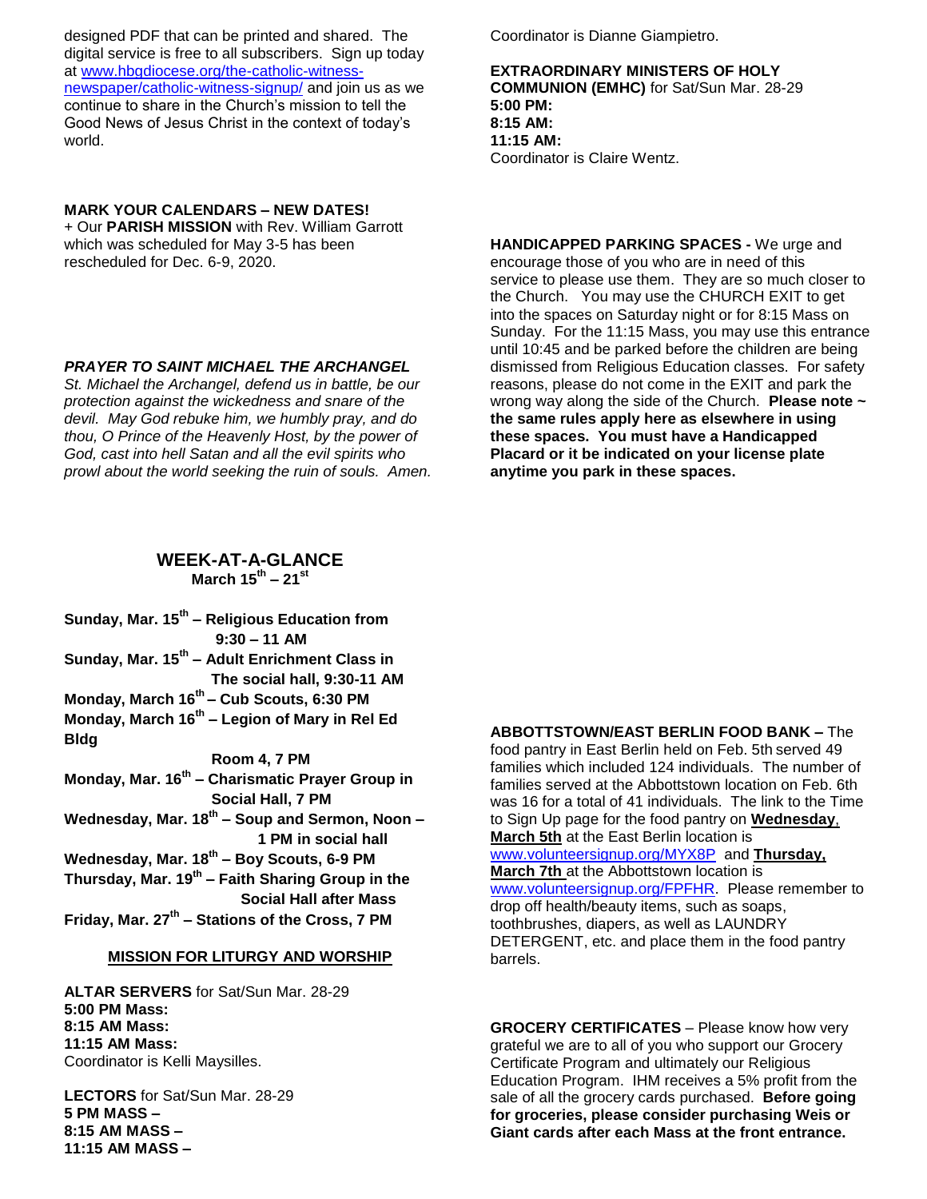designed PDF that can be printed and shared. The digital service is free to all subscribers. Sign up today at www.hbgdiocese.org/the-catholic-witness-newspaper/catholic-witness-signup/ and join us as we continue to share in the Church's mission to tell the Good News of Jesus Christ in the context of today's world.

**MARK YOUR CALENDARS – NEW DATES!**
+ Our **PARISH MISSION** with Rev. William Garrott which was scheduled for May 3-5 has been rescheduled for Dec. 6-9, 2020.

***PRAYER TO SAINT MICHAEL THE ARCHANGEL***
*St. Michael the Archangel, defend us in battle, be our protection against the wickedness and snare of the devil. May God rebuke him, we humbly pray, and do thou, O Prince of the Heavenly Host, by the power of God, cast into hell Satan and all the evil spirits who prowl about the world seeking the ruin of souls. Amen.*

## WEEK-AT-A-GLANCE
**March 15th – 21st**

**Sunday, Mar. 15th – Religious Education from 9:30 – 11 AM**
**Sunday, Mar. 15th – Adult Enrichment Class in The social hall, 9:30-11 AM**
**Monday, March 16th – Cub Scouts, 6:30 PM**
**Monday, March 16th – Legion of Mary in Rel Ed Bldg Room 4, 7 PM**
**Monday, Mar. 16th – Charismatic Prayer Group in Social Hall, 7 PM**
**Wednesday, Mar. 18th – Soup and Sermon, Noon – 1 PM in social hall**
**Wednesday, Mar. 18th – Boy Scouts, 6-9 PM**
**Thursday, Mar. 19th – Faith Sharing Group in the Social Hall after Mass**
**Friday, Mar. 27th – Stations of the Cross, 7 PM**

**MISSION FOR LITURGY AND WORSHIP**

**ALTAR SERVERS** for Sat/Sun Mar. 28-29
**5:00 PM Mass:**
**8:15 AM Mass:**
**11:15 AM Mass:**
Coordinator is Kelli Maysilles.

**LECTORS** for Sat/Sun Mar. 28-29
**5 PM MASS –**
**8:15 AM MASS –**
**11:15 AM MASS –**
Coordinator is Dianne Giampietro.

**EXTRAORDINARY MINISTERS OF HOLY COMMUNION (EMHC)** for Sat/Sun Mar. 28-29
**5:00 PM:**
**8:15 AM:**
**11:15 AM:**
Coordinator is Claire Wentz.

**HANDICAPPED PARKING SPACES -** We urge and encourage those of you who are in need of this service to please use them. They are so much closer to the Church. You may use the CHURCH EXIT to get into the spaces on Saturday night or for 8:15 Mass on Sunday. For the 11:15 Mass, you may use this entrance until 10:45 and be parked before the children are being dismissed from Religious Education classes. For safety reasons, please do not come in the EXIT and park the wrong way along the side of the Church. **Please note ~ the same rules apply here as elsewhere in using these spaces. You must have a Handicapped Placard or it be indicated on your license plate anytime you park in these spaces.**

**ABBOTTSTOWN/EAST BERLIN FOOD BANK –** The food pantry in East Berlin held on Feb. 5th served 49 families which included 124 individuals. The number of families served at the Abbottstown location on Feb. 6th was 16 for a total of 41 individuals. The link to the Time to Sign Up page for the food pantry on **Wednesday**, **March 5th** at the East Berlin location is www.volunteersignup.org/MYX8P and **Thursday, March 7th** at the Abbottstown location is www.volunteersignup.org/FPFHR. Please remember to drop off health/beauty items, such as soaps, toothbrushes, diapers, as well as LAUNDRY DETERGENT, etc. and place them in the food pantry barrels.

**GROCERY CERTIFICATES** – Please know how very grateful we are to all of you who support our Grocery Certificate Program and ultimately our Religious Education Program. IHM receives a 5% profit from the sale of all the grocery cards purchased. **Before going for groceries, please consider purchasing Weis or Giant cards after each Mass at the front entrance.**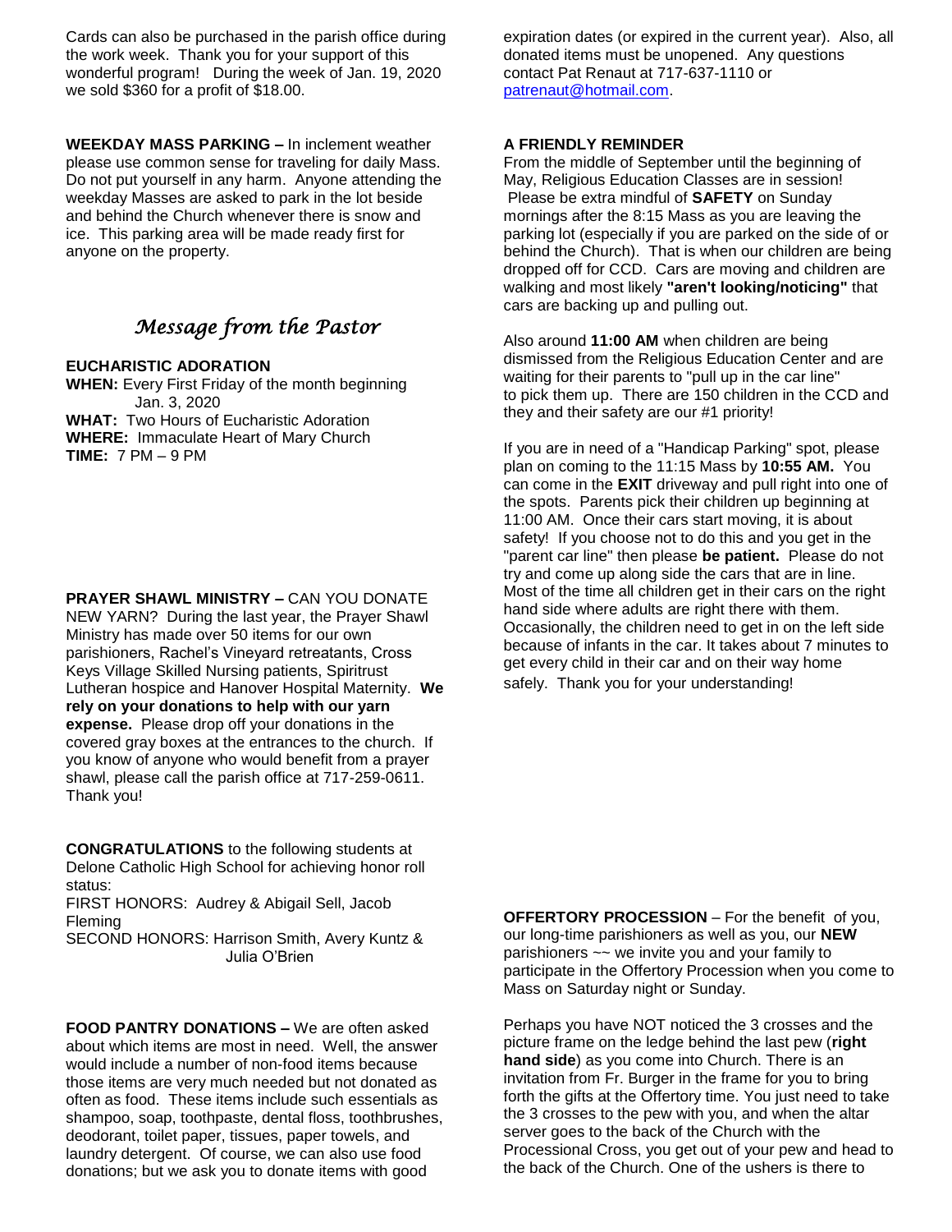Cards can also be purchased in the parish office during the work week. Thank you for your support of this wonderful program! During the week of Jan. 19, 2020 we sold $360 for a profit of $18.00.

**WEEKDAY MASS PARKING –** In inclement weather please use common sense for traveling for daily Mass. Do not put yourself in any harm. Anyone attending the weekday Masses are asked to park in the lot beside and behind the Church whenever there is snow and ice. This parking area will be made ready first for anyone on the property.

## *Message from the Pastor*

**EUCHARISTIC ADORATION**

**WHEN:** Every First Friday of the month beginning Jan. 3, 2020
**WHAT:** Two Hours of Eucharistic Adoration
**WHERE:** Immaculate Heart of Mary Church
**TIME:** 7 PM – 9 PM

**PRAYER SHAWL MINISTRY –** CAN YOU DONATE NEW YARN? During the last year, the Prayer Shawl Ministry has made over 50 items for our own parishioners, Rachel's Vineyard retreatants, Cross Keys Village Skilled Nursing patients, Spiritrust Lutheran hospice and Hanover Hospital Maternity. **We rely on your donations to help with our yarn expense.** Please drop off your donations in the covered gray boxes at the entrances to the church. If you know of anyone who would benefit from a prayer shawl, please call the parish office at 717-259-0611. Thank you!

**CONGRATULATIONS** to the following students at Delone Catholic High School for achieving honor roll status:
FIRST HONORS: Audrey & Abigail Sell, Jacob Fleming
SECOND HONORS: Harrison Smith, Avery Kuntz & Julia O'Brien

**FOOD PANTRY DONATIONS –** We are often asked about which items are most in need. Well, the answer would include a number of non-food items because those items are very much needed but not donated as often as food. These items include such essentials as shampoo, soap, toothpaste, dental floss, toothbrushes, deodorant, toilet paper, tissues, paper towels, and laundry detergent. Of course, we can also use food donations; but we ask you to donate items with good expiration dates (or expired in the current year). Also, all donated items must be unopened. Any questions contact Pat Renaut at 717-637-1110 or patrenaut@hotmail.com.

**A FRIENDLY REMINDER**

From the middle of September until the beginning of May, Religious Education Classes are in session! Please be extra mindful of **SAFETY** on Sunday mornings after the 8:15 Mass as you are leaving the parking lot (especially if you are parked on the side of or behind the Church). That is when our children are being dropped off for CCD. Cars are moving and children are walking and most likely **"aren't looking/noticing"** that cars are backing up and pulling out.

Also around **11:00 AM** when children are being dismissed from the Religious Education Center and are waiting for their parents to "pull up in the car line" to pick them up. There are 150 children in the CCD and they and their safety are our #1 priority!

If you are in need of a "Handicap Parking" spot, please plan on coming to the 11:15 Mass by **10:55 AM.** You can come in the **EXIT** driveway and pull right into one of the spots. Parents pick their children up beginning at 11:00 AM. Once their cars start moving, it is about safety! If you choose not to do this and you get in the "parent car line" then please **be patient.** Please do not try and come up along side the cars that are in line. Most of the time all children get in their cars on the right hand side where adults are right there with them. Occasionally, the children need to get in on the left side because of infants in the car. It takes about 7 minutes to get every child in their car and on their way home safely. Thank you for your understanding!

**OFFERTORY PROCESSION** – For the benefit of you, our long-time parishioners as well as you, our **NEW** parishioners ~~ we invite you and your family to participate in the Offertory Procession when you come to Mass on Saturday night or Sunday.

Perhaps you have NOT noticed the 3 crosses and the picture frame on the ledge behind the last pew (**right hand side**) as you come into Church. There is an invitation from Fr. Burger in the frame for you to bring forth the gifts at the Offertory time. You just need to take the 3 crosses to the pew with you, and when the altar server goes to the back of the Church with the Processional Cross, you get out of your pew and head to the back of the Church. One of the ushers is there to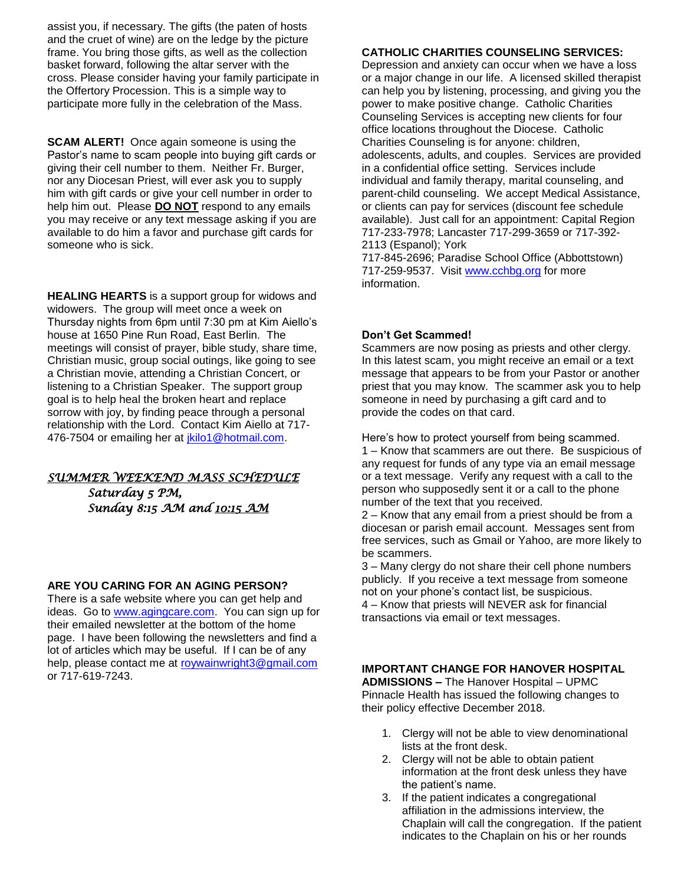assist you, if necessary. The gifts (the paten of hosts and the cruet of wine) are on the ledge by the picture frame. You bring those gifts, as well as the collection basket forward, following the altar server with the cross. Please consider having your family participate in the Offertory Procession. This is a simple way to participate more fully in the celebration of the Mass.

**SCAM ALERT!** Once again someone is using the Pastor's name to scam people into buying gift cards or giving their cell number to them. Neither Fr. Burger, nor any Diocesan Priest, will ever ask you to supply him with gift cards or give your cell number in order to help him out. Please **DO NOT** respond to any emails you may receive or any text message asking if you are available to do him a favor and purchase gift cards for someone who is sick.

**HEALING HEARTS** is a support group for widows and widowers. The group will meet once a week on Thursday nights from 6pm until 7:30 pm at Kim Aiello's house at 1650 Pine Run Road, East Berlin. The meetings will consist of prayer, bible study, share time, Christian music, group social outings, like going to see a Christian movie, attending a Christian Concert, or listening to a Christian Speaker. The support group goal is to help heal the broken heart and replace sorrow with joy, by finding peace through a personal relationship with the Lord. Contact Kim Aiello at 717-476-7504 or emailing her at jkilo1@hotmail.com.

***SUMMER WEEKEND MASS SCHEDULE***

*Saturday 5 PM,*

*Sunday 8:15 AM and 10:15 AM*

**ARE YOU CARING FOR AN AGING PERSON?**

There is a safe website where you can get help and ideas. Go to www.agingcare.com. You can sign up for their emailed newsletter at the bottom of the home page. I have been following the newsletters and find a lot of articles which may be useful. If I can be of any help, please contact me at roywainwright3@gmail.com or 717-619-7243.

**CATHOLIC CHARITIES COUNSELING SERVICES:**

Depression and anxiety can occur when we have a loss or a major change in our life. A licensed skilled therapist can help you by listening, processing, and giving you the power to make positive change. Catholic Charities Counseling Services is accepting new clients for four office locations throughout the Diocese. Catholic Charities Counseling is for anyone: children, adolescents, adults, and couples. Services are provided in a confidential office setting. Services include individual and family therapy, marital counseling, and parent-child counseling. We accept Medical Assistance, or clients can pay for services (discount fee schedule available). Just call for an appointment: Capital Region 717-233-7978; Lancaster 717-299-3659 or 717-392-2113 (Espanol); York 717-845-2696; Paradise School Office (Abbottstown) 717-259-9537. Visit www.cchbg.org for more information.

**Don't Get Scammed!**

Scammers are now posing as priests and other clergy. In this latest scam, you might receive an email or a text message that appears to be from your Pastor or another priest that you may know. The scammer ask you to help someone in need by purchasing a gift card and to provide the codes on that card.

Here's how to protect yourself from being scammed.
1 – Know that scammers are out there. Be suspicious of any request for funds of any type via an email message or a text message. Verify any request with a call to the person who supposedly sent it or a call to the phone number of the text that you received.
2 – Know that any email from a priest should be from a diocesan or parish email account. Messages sent from free services, such as Gmail or Yahoo, are more likely to be scammers.
3 – Many clergy do not share their cell phone numbers publicly. If you receive a text message from someone not on your phone's contact list, be suspicious.
4 – Know that priests will NEVER ask for financial transactions via email or text messages.

**IMPORTANT CHANGE FOR HANOVER HOSPITAL ADMISSIONS –** The Hanover Hospital – UPMC Pinnacle Health has issued the following changes to their policy effective December 2018.

1. Clergy will not be able to view denominational lists at the front desk.
2. Clergy will not be able to obtain patient information at the front desk unless they have the patient's name.
3. If the patient indicates a congregational affiliation in the admissions interview, the Chaplain will call the congregation. If the patient indicates to the Chaplain on his or her rounds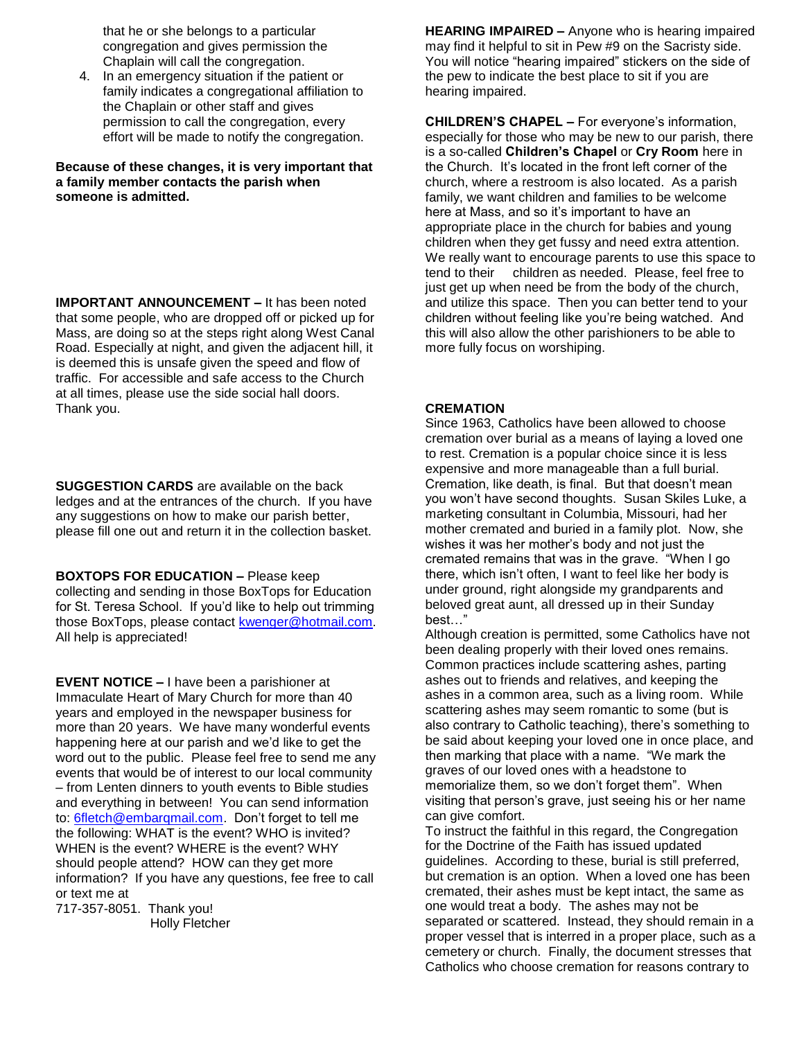that he or she belongs to a particular congregation and gives permission the Chaplain will call the congregation.

4. In an emergency situation if the patient or family indicates a congregational affiliation to the Chaplain or other staff and gives permission to call the congregation, every effort will be made to notify the congregation.

**Because of these changes, it is very important that a family member contacts the parish when someone is admitted.**

**IMPORTANT ANNOUNCEMENT –** It has been noted that some people, who are dropped off or picked up for Mass, are doing so at the steps right along West Canal Road. Especially at night, and given the adjacent hill, it is deemed this is unsafe given the speed and flow of traffic. For accessible and safe access to the Church at all times, please use the side social hall doors. Thank you.

**SUGGESTION CARDS** are available on the back ledges and at the entrances of the church. If you have any suggestions on how to make our parish better, please fill one out and return it in the collection basket.

**BOXTOPS FOR EDUCATION –** Please keep collecting and sending in those BoxTops for Education for St. Teresa School. If you'd like to help out trimming those BoxTops, please contact kwenger@hotmail.com. All help is appreciated!

**EVENT NOTICE –** I have been a parishioner at Immaculate Heart of Mary Church for more than 40 years and employed in the newspaper business for more than 20 years. We have many wonderful events happening here at our parish and we'd like to get the word out to the public. Please feel free to send me any events that would be of interest to our local community – from Lenten dinners to youth events to Bible studies and everything in between! You can send information to: 6fletch@embarqmail.com. Don't forget to tell me the following: WHAT is the event? WHO is invited? WHEN is the event? WHERE is the event? WHY should people attend? HOW can they get more information? If you have any questions, fee free to call or text me at
717-357-8051. Thank you!
Holly Fletcher

**HEARING IMPAIRED –** Anyone who is hearing impaired may find it helpful to sit in Pew #9 on the Sacristy side. You will notice "hearing impaired" stickers on the side of the pew to indicate the best place to sit if you are hearing impaired.

**CHILDREN'S CHAPEL –** For everyone's information, especially for those who may be new to our parish, there is a so-called **Children's Chapel** or **Cry Room** here in the Church. It's located in the front left corner of the church, where a restroom is also located. As a parish family, we want children and families to be welcome here at Mass, and so it's important to have an appropriate place in the church for babies and young children when they get fussy and need extra attention. We really want to encourage parents to use this space to tend to their children as needed. Please, feel free to just get up when need be from the body of the church, and utilize this space. Then you can better tend to your children without feeling like you're being watched. And this will also allow the other parishioners to be able to more fully focus on worshiping.

**CREMATION**

Since 1963, Catholics have been allowed to choose cremation over burial as a means of laying a loved one to rest. Cremation is a popular choice since it is less expensive and more manageable than a full burial. Cremation, like death, is final. But that doesn't mean you won't have second thoughts. Susan Skiles Luke, a marketing consultant in Columbia, Missouri, had her mother cremated and buried in a family plot. Now, she wishes it was her mother's body and not just the cremated remains that was in the grave. "When I go there, which isn't often, I want to feel like her body is under ground, right alongside my grandparents and beloved great aunt, all dressed up in their Sunday best…"

Although creation is permitted, some Catholics have not been dealing properly with their loved ones remains. Common practices include scattering ashes, parting ashes out to friends and relatives, and keeping the ashes in a common area, such as a living room. While scattering ashes may seem romantic to some (but is also contrary to Catholic teaching), there's something to be said about keeping your loved one in once place, and then marking that place with a name. "We mark the graves of our loved ones with a headstone to memorialize them, so we don't forget them". When visiting that person's grave, just seeing his or her name can give comfort.

To instruct the faithful in this regard, the Congregation for the Doctrine of the Faith has issued updated guidelines. According to these, burial is still preferred, but cremation is an option. When a loved one has been cremated, their ashes must be kept intact, the same as one would treat a body. The ashes may not be separated or scattered. Instead, they should remain in a proper vessel that is interred in a proper place, such as a cemetery or church. Finally, the document stresses that Catholics who choose cremation for reasons contrary to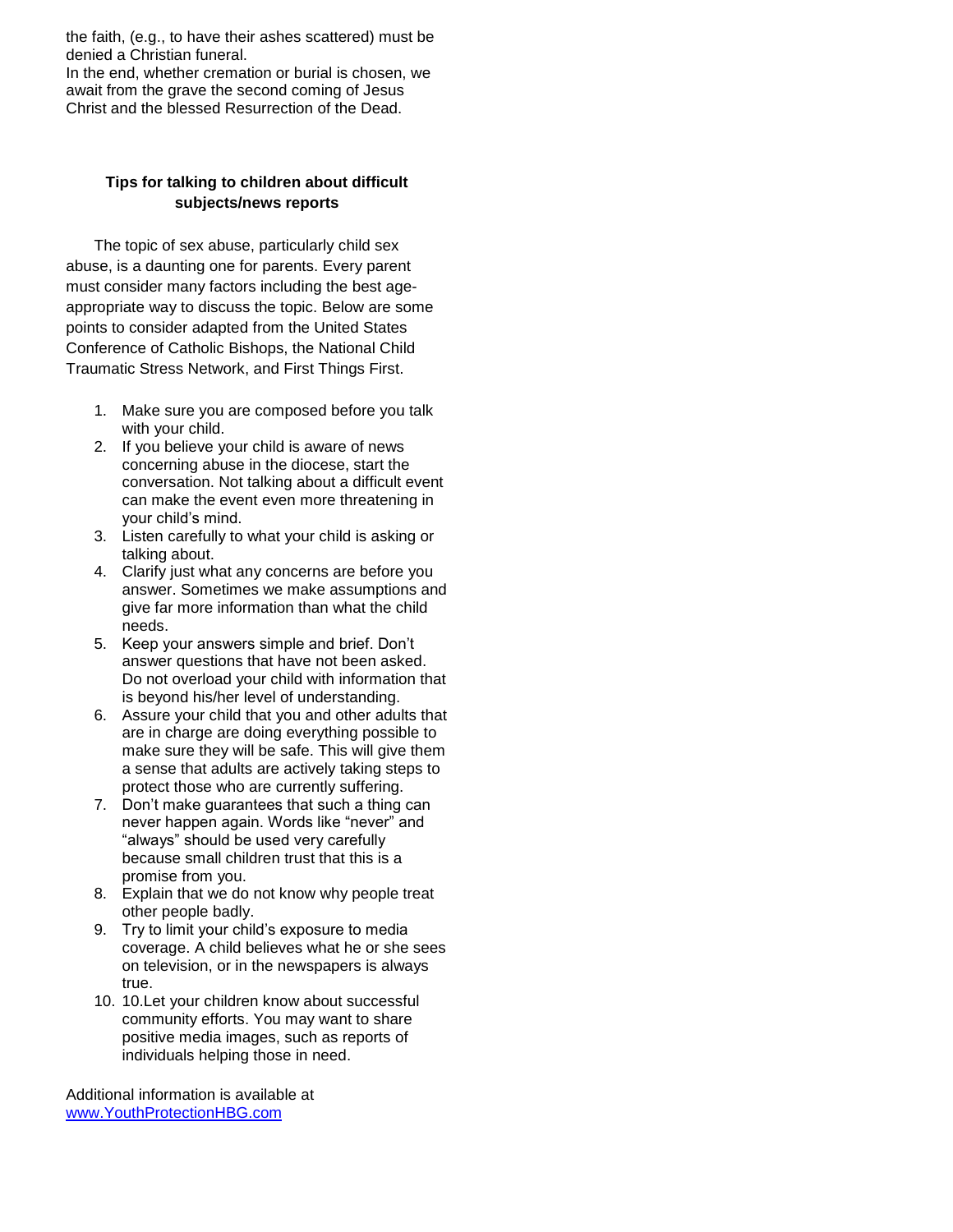the faith, (e.g., to have their ashes scattered) must be denied a Christian funeral.

In the end, whether cremation or burial is chosen, we await from the grave the second coming of Jesus Christ and the blessed Resurrection of the Dead.

### Tips for talking to children about difficult subjects/news reports

The topic of sex abuse, particularly child sex abuse, is a daunting one for parents. Every parent must consider many factors including the best age-appropriate way to discuss the topic. Below are some points to consider adapted from the United States Conference of Catholic Bishops, the National Child Traumatic Stress Network, and First Things First.

1. Make sure you are composed before you talk with your child.
2. If you believe your child is aware of news concerning abuse in the diocese, start the conversation. Not talking about a difficult event can make the event even more threatening in your child's mind.
3. Listen carefully to what your child is asking or talking about.
4. Clarify just what any concerns are before you answer. Sometimes we make assumptions and give far more information than what the child needs.
5. Keep your answers simple and brief. Don't answer questions that have not been asked. Do not overload your child with information that is beyond his/her level of understanding.
6. Assure your child that you and other adults that are in charge are doing everything possible to make sure they will be safe. This will give them a sense that adults are actively taking steps to protect those who are currently suffering.
7. Don't make guarantees that such a thing can never happen again. Words like "never" and "always" should be used very carefully because small children trust that this is a promise from you.
8. Explain that we do not know why people treat other people badly.
9. Try to limit your child's exposure to media coverage. A child believes what he or she sees on television, or in the newspapers is always true.
10. 10.Let your children know about successful community efforts. You may want to share positive media images, such as reports of individuals helping those in need.

Additional information is available at [www.YouthProtectionHBG.com](http://www.YouthProtectionHBG.com)